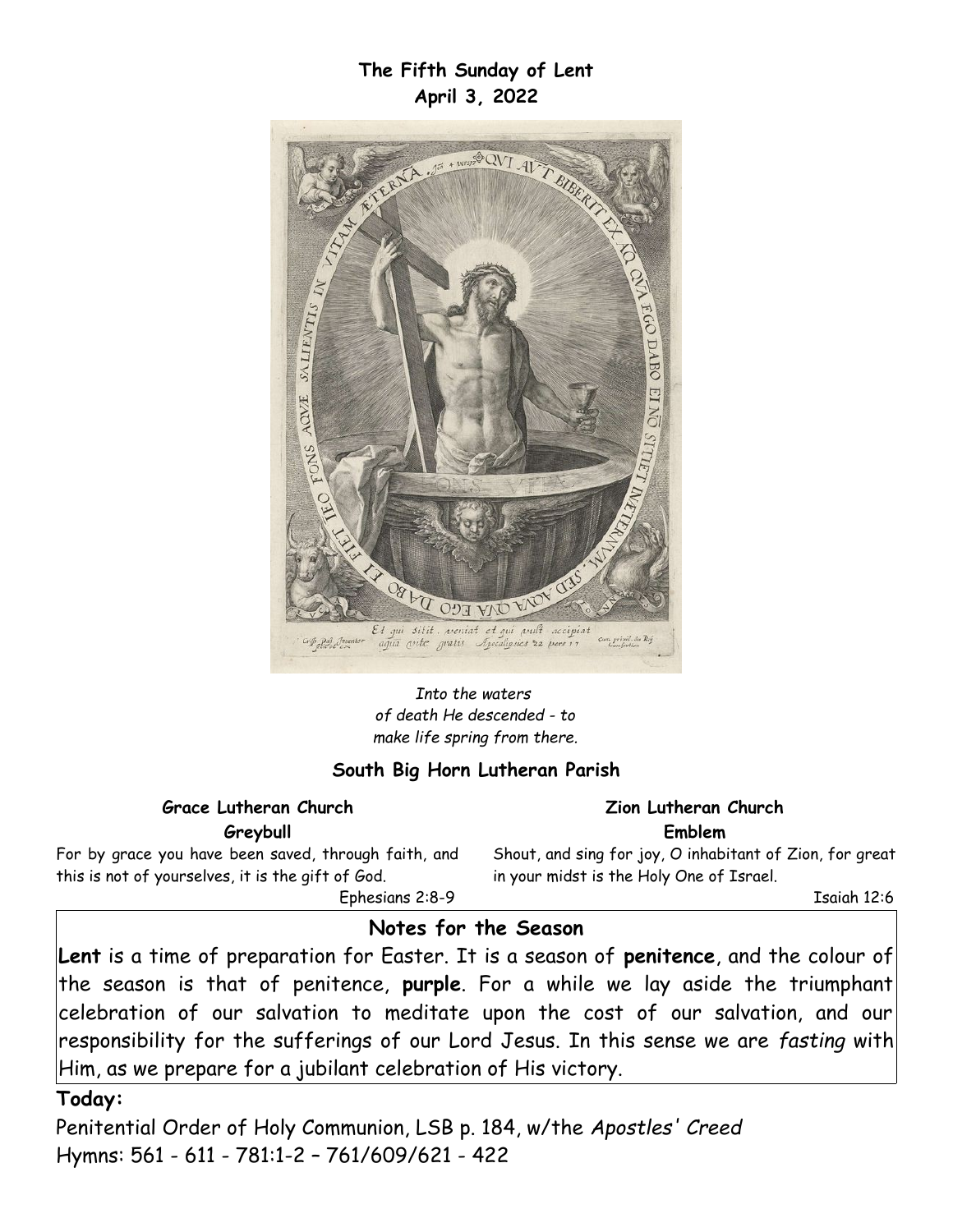**The Fifth Sunday of Lent**
**April 3, 2022**

*Into the waters of death He descended - to make life spring from there.*

## South Big Horn Lutheran Parish

**Grace Lutheran Church**
**Greybull**

For by grace you have been saved, through faith, and this is not of yourselves, it is the gift of God.

Ephesians 2:8-9

**Zion Lutheran Church**
**Emblem**

Shout, and sing for joy, O inhabitant of Zion, for great in your midst is the Holy One of Israel.

Isaiah 12:6

## Notes for the Season

**Lent** is a time of preparation for Easter. It is a season of **penitence**, and the colour of the season is that of penitence, **purple**. For a while we lay aside the triumphant celebration of our salvation to meditate upon the cost of our salvation, and our responsibility for the sufferings of our Lord Jesus. In this sense we are *fasting* with Him, as we prepare for a jubilant celebration of His victory.

**Today:**

Penitential Order of Holy Communion, LSB p. 184, w/the *Apostles' Creed*
Hymns: 561 - 611 - 781:1-2 – 761/609/621 - 422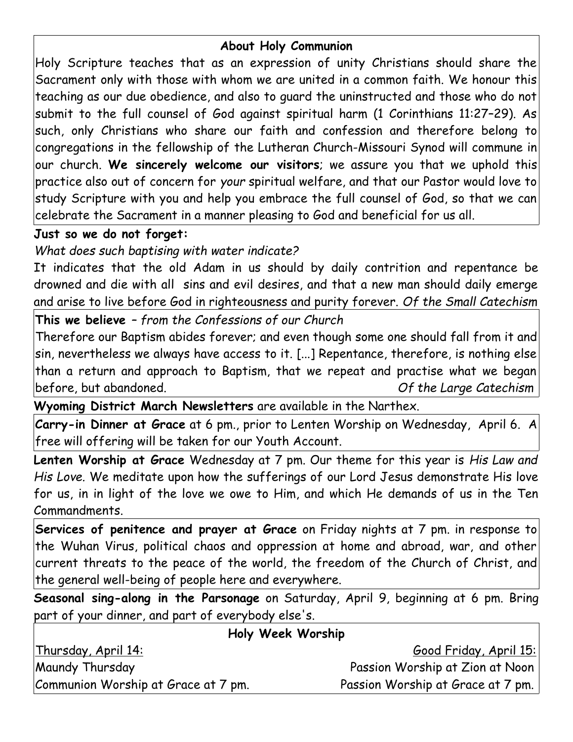## About Holy Communion

Holy Scripture teaches that as an expression of unity Christians should share the Sacrament only with those with whom we are united in a common faith. We honour this teaching as our due obedience, and also to guard the uninstructed and those who do not submit to the full counsel of God against spiritual harm (1 Corinthians 11:27–29). As such, only Christians who share our faith and confession and therefore belong to congregations in the fellowship of the Lutheran Church-Missouri Synod will commune in our church. **We sincerely welcome our visitors**; we assure you that we uphold this practice also out of concern for *your* spiritual welfare, and that our Pastor would love to study Scripture with you and help you embrace the full counsel of God, so that we can celebrate the Sacrament in a manner pleasing to God and beneficial for us all.

**Just so we do not forget:**

*What does such baptising with water indicate?*

It indicates that the old Adam in us should by daily contrition and repentance be drowned and die with all sins and evil desires, and that a new man should daily emerge and arise to live before God in righteousness and purity forever. *Of the Small Catechism*

**This we believe** – *from the Confessions of our Church*

Therefore our Baptism abides forever; and even though some one should fall from it and sin, nevertheless we always have access to it. [...] Repentance, therefore, is nothing else than a return and approach to Baptism, that we repeat and practise what we began before, but abandoned. *Of the Large Catechism*

**Wyoming District March Newsletters** are available in the Narthex.

**Carry-in Dinner at Grace** at 6 pm., prior to Lenten Worship on Wednesday, April 6. A free will offering will be taken for our Youth Account.

**Lenten Worship at Grace** Wednesday at 7 pm. Our theme for this year is *His Law and His Love.* We meditate upon how the sufferings of our Lord Jesus demonstrate His love for us, in in light of the love we owe to Him, and which He demands of us in the Ten Commandments.

**Services of penitence and prayer at Grace** on Friday nights at 7 pm. in response to the Wuhan Virus, political chaos and oppression at home and abroad, war, and other current threats to the peace of the world, the freedom of the Church of Christ, and the general well-being of people here and everywhere.

**Seasonal sing-along in the Parsonage** on Saturday, April 9, beginning at 6 pm. Bring part of your dinner, and part of everybody else's.

## Holy Week Worship

Thursday, April 14:
Maundy Thursday
Communion Worship at Grace at 7 pm.

Good Friday, April 15:
Passion Worship at Zion at Noon
Passion Worship at Grace at 7 pm.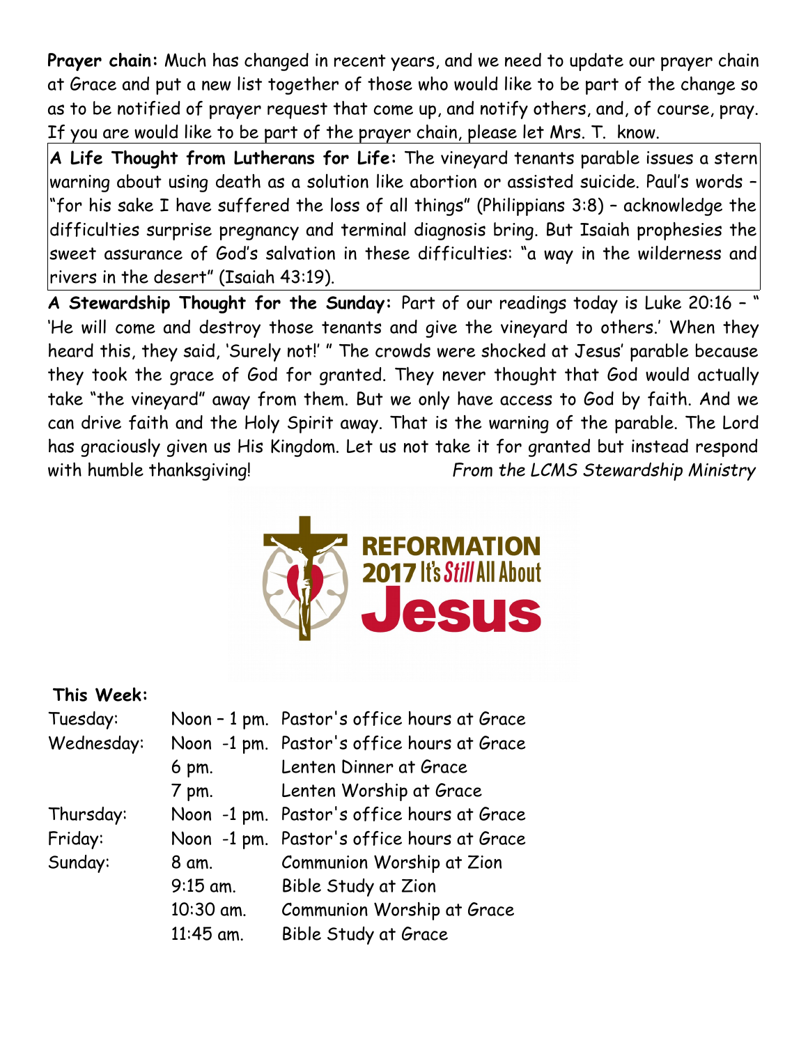**Prayer chain:** Much has changed in recent years, and we need to update our prayer chain at Grace and put a new list together of those who would like to be part of the change so as to be notified of prayer request that come up, and notify others, and, of course, pray. If you are would like to be part of the prayer chain, please let Mrs. T. know.

**A Life Thought from Lutherans for Life:** The vineyard tenants parable issues a stern warning about using death as a solution like abortion or assisted suicide. Paul's words – "for his sake I have suffered the loss of all things" (Philippians 3:8) – acknowledge the difficulties surprise pregnancy and terminal diagnosis bring. But Isaiah prophesies the sweet assurance of God's salvation in these difficulties: "a way in the wilderness and rivers in the desert" (Isaiah 43:19).

**A Stewardship Thought for the Sunday:** Part of our readings today is Luke 20:16 – " 'He will come and destroy those tenants and give the vineyard to others.' When they heard this, they said, 'Surely not!' " The crowds were shocked at Jesus' parable because they took the grace of God for granted. They never thought that God would actually take "the vineyard" away from them. But we only have access to God by faith. And we can drive faith and the Holy Spirit away. That is the warning of the parable. The Lord has graciously given us His Kingdom. Let us not take it for granted but instead respond with humble thanksgiving! *From the LCMS Stewardship Ministry*

REFORMATION 2017 It's *Still* All About Jesus

**This Week:**

| | | |
|---|---|---|
| Tuesday: | Noon – 1 pm. | Pastor's office hours at Grace |
| Wednesday: | Noon -1 pm. | Pastor's office hours at Grace |
| | 6 pm. | Lenten Dinner at Grace |
| | 7 pm. | Lenten Worship at Grace |
| Thursday: | Noon -1 pm. | Pastor's office hours at Grace |
| Friday: | Noon -1 pm. | Pastor's office hours at Grace |
| Sunday: | 8 am. | Communion Worship at Zion |
| | 9:15 am. | Bible Study at Zion |
| | 10:30 am. | Communion Worship at Grace |
| | 11:45 am. | Bible Study at Grace |